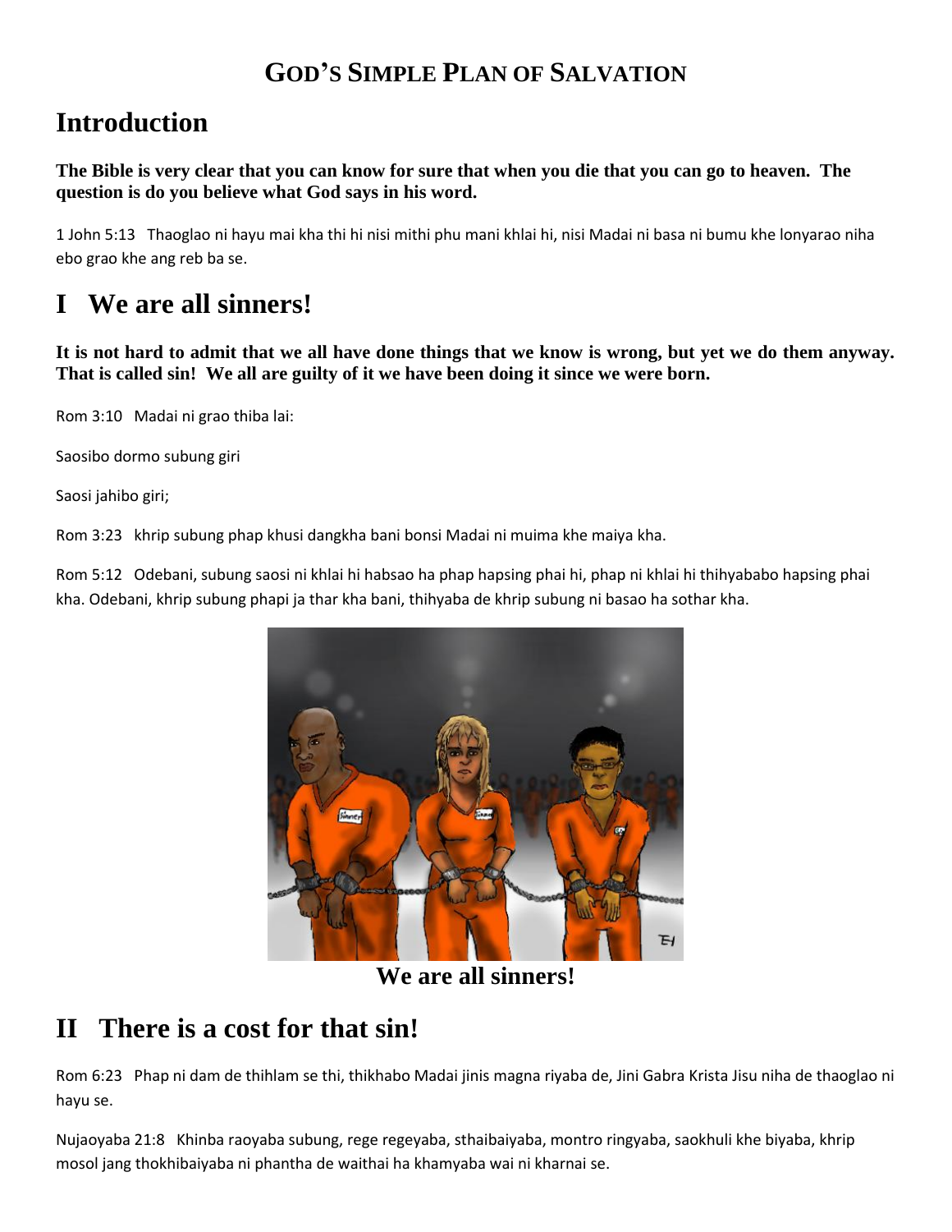# GOD'S SIMPLE PLAN OF SALVATION

## Introduction

**The Bible is very clear that you can know for sure that when you die that you can go to heaven. The question is do you believe what God says in his word.**

1 John 5:13 Thaoglao ni hayu mai kha thi hi nisi mithi phu mani khlai hi, nisi Madai ni basa ni bumu khe lonyarao niha ebo grao khe ang reb ba se.

## I We are all sinners!

**It is not hard to admit that we all have done things that we know is wrong, but yet we do them anyway. That is called sin! We all are guilty of it we have been doing it since we were born.**

Rom 3:10 Madai ni grao thiba lai:

Saosibo dormo subung giri

Saosi jahibo giri;

Rom 3:23 khrip subung phap khusi dangkha bani bonsi Madai ni muima khe maiya kha.

Rom 5:12 Odebani, subung saosi ni khlai hi habsao ha phap hapsing phai hi, phap ni khlai hi thihyababo hapsing phai kha. Odebani, khrip subung phapi ja thar kha bani, thihyaba de khrip subung ni basao ha sothar kha.

We are all sinners!

## II There is a cost for that sin!

Rom 6:23 Phap ni dam de thihlam se thi, thikhabo Madai jinis magna riyaba de, Jini Gabra Krista Jisu niha de thaoglao ni hayu se.

Nujaoyaba 21:8 Khinba raoyaba subung, rege regeyaba, sthaibaiyaba, montro ringyaba, saokhuli khe biyaba, khrip mosol jang thokhibaiyaba ni phantha de waithai ha khamyaba wai ni kharnai se.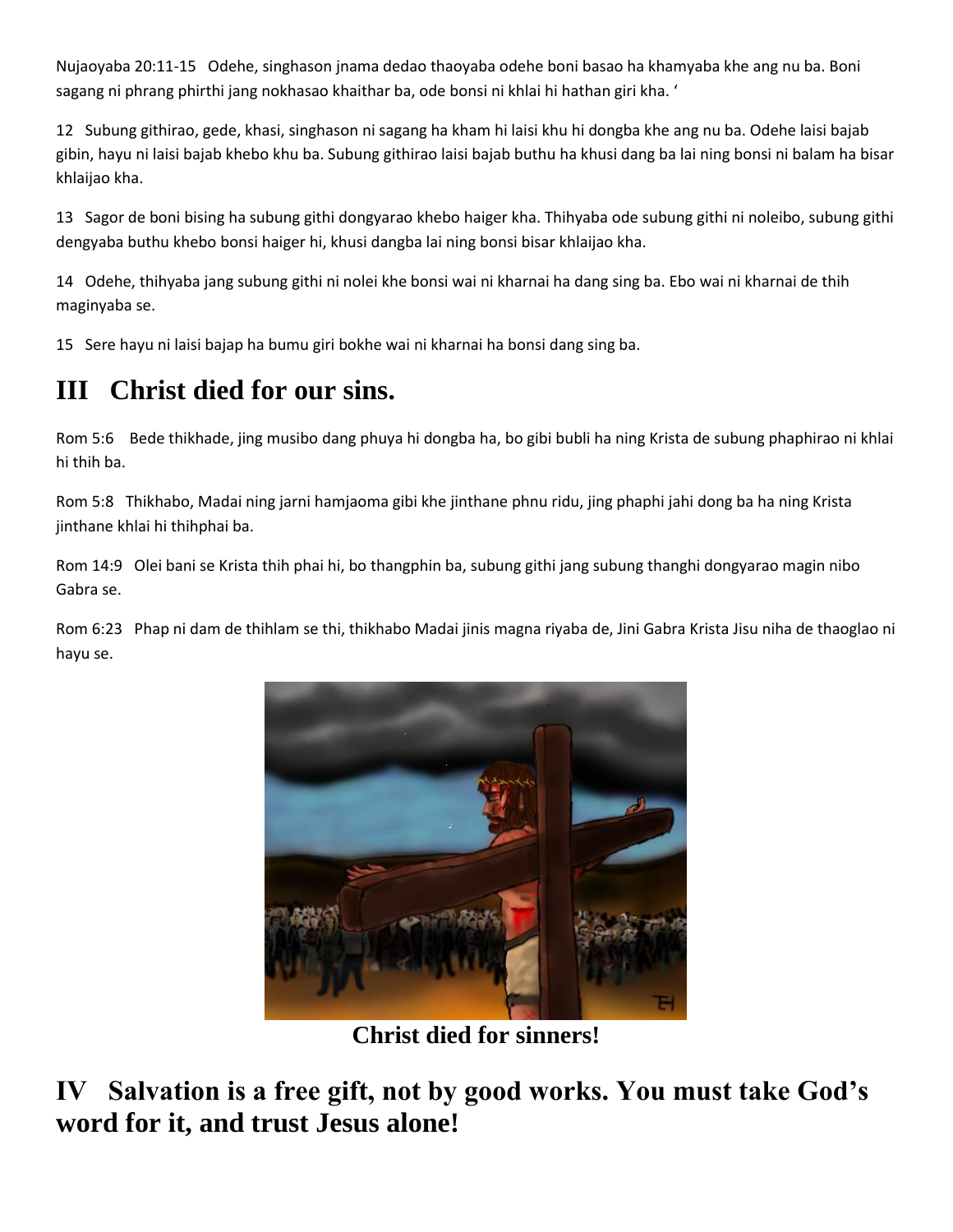Nujaoyaba 20:11-15 Odehe, singhason jnama dedao thaoyaba odehe boni basao ha khamyaba khe ang nu ba. Boni sagang ni phrang phirthi jang nokhasao khaithar ba, ode bonsi ni khlai hi hathan giri kha. '

12 Subung githirao, gede, khasi, singhason ni sagang ha kham hi laisi khu hi dongba khe ang nu ba. Odehe laisi bajab gibin, hayu ni laisi bajab khebo khu ba. Subung githirao laisi bajab buthu ha khusi dang ba lai ning bonsi ni balam ha bisar khlaijao kha.

13 Sagor de boni bising ha subung githi dongyarao khebo haiger kha. Thihyaba ode subung githi ni noleibo, subung githi dengyaba buthu khebo bonsi haiger hi, khusi dangba lai ning bonsi bisar khlaijao kha.

14 Odehe, thihyaba jang subung githi ni nolei khe bonsi wai ni kharnai ha dang sing ba. Ebo wai ni kharnai de thih maginyaba se.

15 Sere hayu ni laisi bajap ha bumu giri bokhe wai ni kharnai ha bonsi dang sing ba.

# III Christ died for our sins.

Rom 5:6 Bede thikhade, jing musibo dang phuya hi dongba ha, bo gibi bubli ha ning Krista de subung phaphirao ni khlai hi thih ba.

Rom 5:8 Thikhabo, Madai ning jarni hamjaoma gibi khe jinthane phnu ridu, jing phaphi jahi dong ba ha ning Krista jinthane khlai hi thihphai ba.

Rom 14:9 Olei bani se Krista thih phai hi, bo thangphin ba, subung githi jang subung thanghi dongyarao magin nibo Gabra se.

Rom 6:23 Phap ni dam de thihlam se thi, thikhabo Madai jinis magna riyaba de, Jini Gabra Krista Jisu niha de thaoglao ni hayu se.

**Christ died for sinners!**

# IV Salvation is a free gift, not by good works. You must take God's word for it, and trust Jesus alone!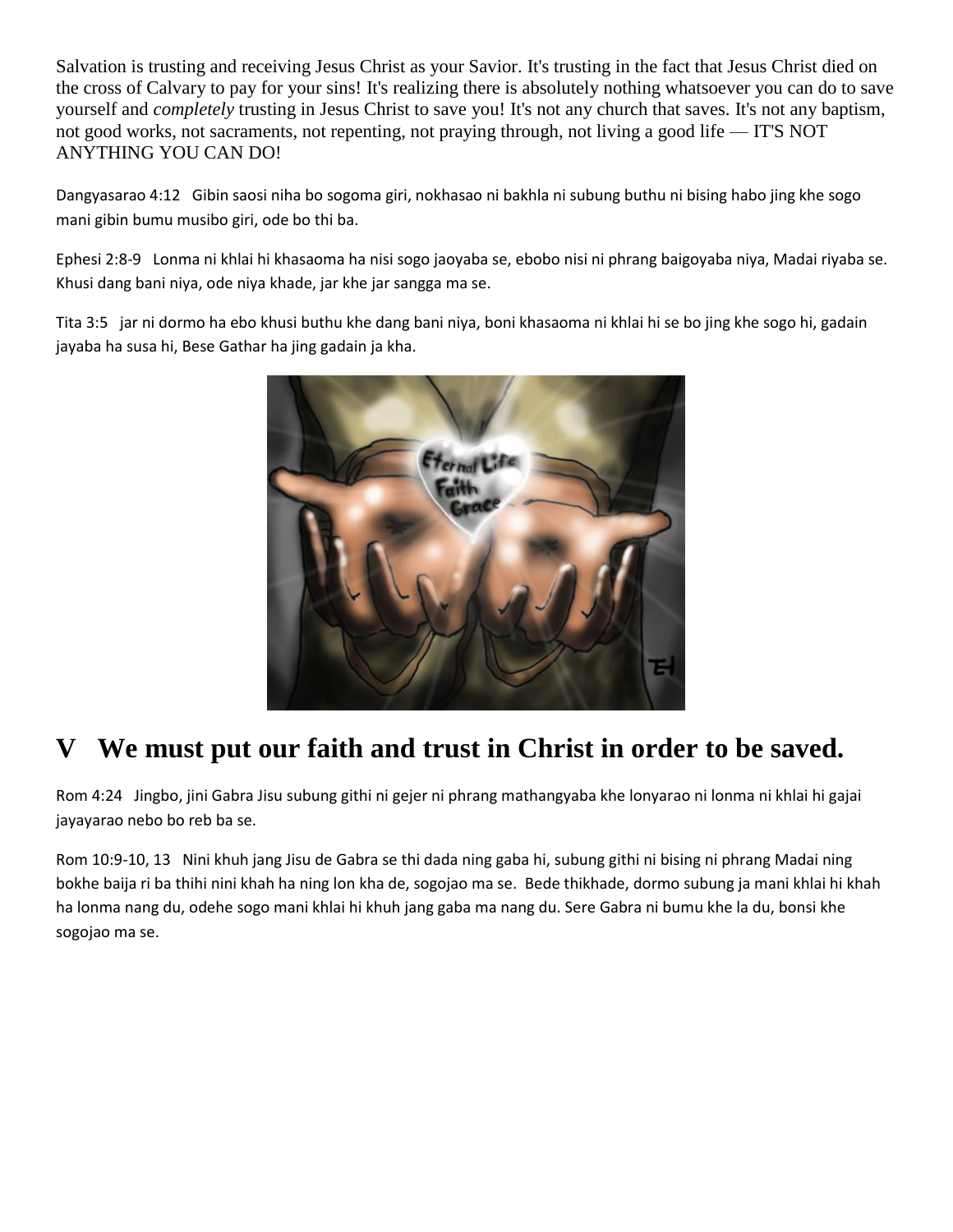Salvation is trusting and receiving Jesus Christ as your Savior. It's trusting in the fact that Jesus Christ died on the cross of Calvary to pay for your sins! It's realizing there is absolutely nothing whatsoever you can do to save yourself and *completely* trusting in Jesus Christ to save you! It's not any church that saves. It's not any baptism, not good works, not sacraments, not repenting, not praying through, not living a good life — IT'S NOT ANYTHING YOU CAN DO!

Dangyasarao 4:12   Gibin saosi niha bo sogoma giri, nokhasao ni bakhla ni subung buthu ni bising habo jing khe sogo mani gibin bumu musibo giri, ode bo thi ba.

Ephesi 2:8-9   Lonma ni khlai hi khasaoma ha nisi sogo jaoyaba se, ebobo nisi ni phrang baigoyaba niya, Madai riyaba se. Khusi dang bani niya, ode niya khade, jar khe jar sangga ma se.

Tita 3:5   jar ni dormo ha ebo khusi buthu khe dang bani niya, boni khasaoma ni khlai hi se bo jing khe sogo hi, gadain jayaba ha susa hi, Bese Gathar ha jing gadain ja kha.

## V   We must put our faith and trust in Christ in order to be saved.

Rom 4:24   Jingbo, jini Gabra Jisu subung githi ni gejer ni phrang mathangyaba khe lonyarao ni lonma ni khlai hi gajai jayayarao nebo bo reb ba se.

Rom 10:9-10, 13   Nini khuh jang Jisu de Gabra se thi dada ning gaba hi, subung githi ni bising ni phrang Madai ning bokhe baija ri ba thihi nini khah ha ning lon kha de, sogojao ma se.  Bede thikhade, dormo subung ja mani khlai hi khah ha lonma nang du, odehe sogo mani khlai hi khuh jang gaba ma nang du. Sere Gabra ni bumu khe la du, bonsi khe sogojao ma se.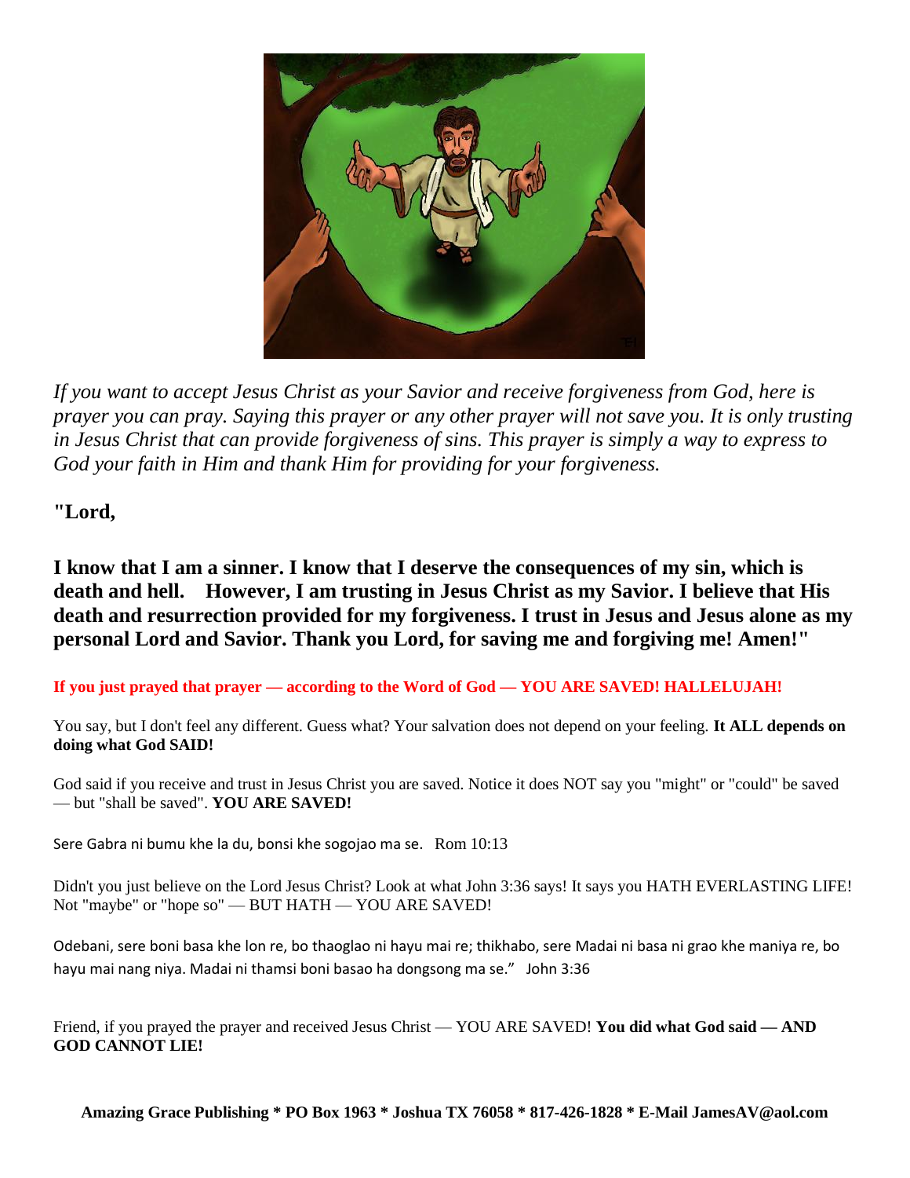*If you want to accept Jesus Christ as your Savior and receive forgiveness from God, here is prayer you can pray. Saying this prayer or any other prayer will not save you. It is only trusting in Jesus Christ that can provide forgiveness of sins. This prayer is simply a way to express to God your faith in Him and thank Him for providing for your forgiveness.*

**"Lord,**

**I know that I am a sinner. I know that I deserve the consequences of my sin, which is death and hell. However, I am trusting in Jesus Christ as my Savior. I believe that His death and resurrection provided for my forgiveness. I trust in Jesus and Jesus alone as my personal Lord and Savior. Thank you Lord, for saving me and forgiving me! Amen!"**

**If you just prayed that prayer — according to the Word of God — YOU ARE SAVED! HALLELUJAH!**

You say, but I don't feel any different. Guess what? Your salvation does not depend on your feeling. **It ALL depends on doing what God SAID!**

God said if you receive and trust in Jesus Christ you are saved. Notice it does NOT say you "might" or "could" be saved — but "shall be saved". **YOU ARE SAVED!**

Sere Gabra ni bumu khe la du, bonsi khe sogojao ma se. Rom 10:13

Didn't you just believe on the Lord Jesus Christ? Look at what John 3:36 says! It says you HATH EVERLASTING LIFE! Not "maybe" or "hope so" — BUT HATH — YOU ARE SAVED!

Odebani, sere boni basa khe lon re, bo thaoglao ni hayu mai re; thikhabo, sere Madai ni basa ni grao khe maniya re, bo hayu mai nang niya. Madai ni thamsi boni basao ha dongsong ma se." John 3:36

Friend, if you prayed the prayer and received Jesus Christ — YOU ARE SAVED! **You did what God said — AND GOD CANNOT LIE!**

**Amazing Grace Publishing * PO Box 1963 * Joshua TX 76058 * 817-426-1828 * E-Mail JamesAV@aol.com**